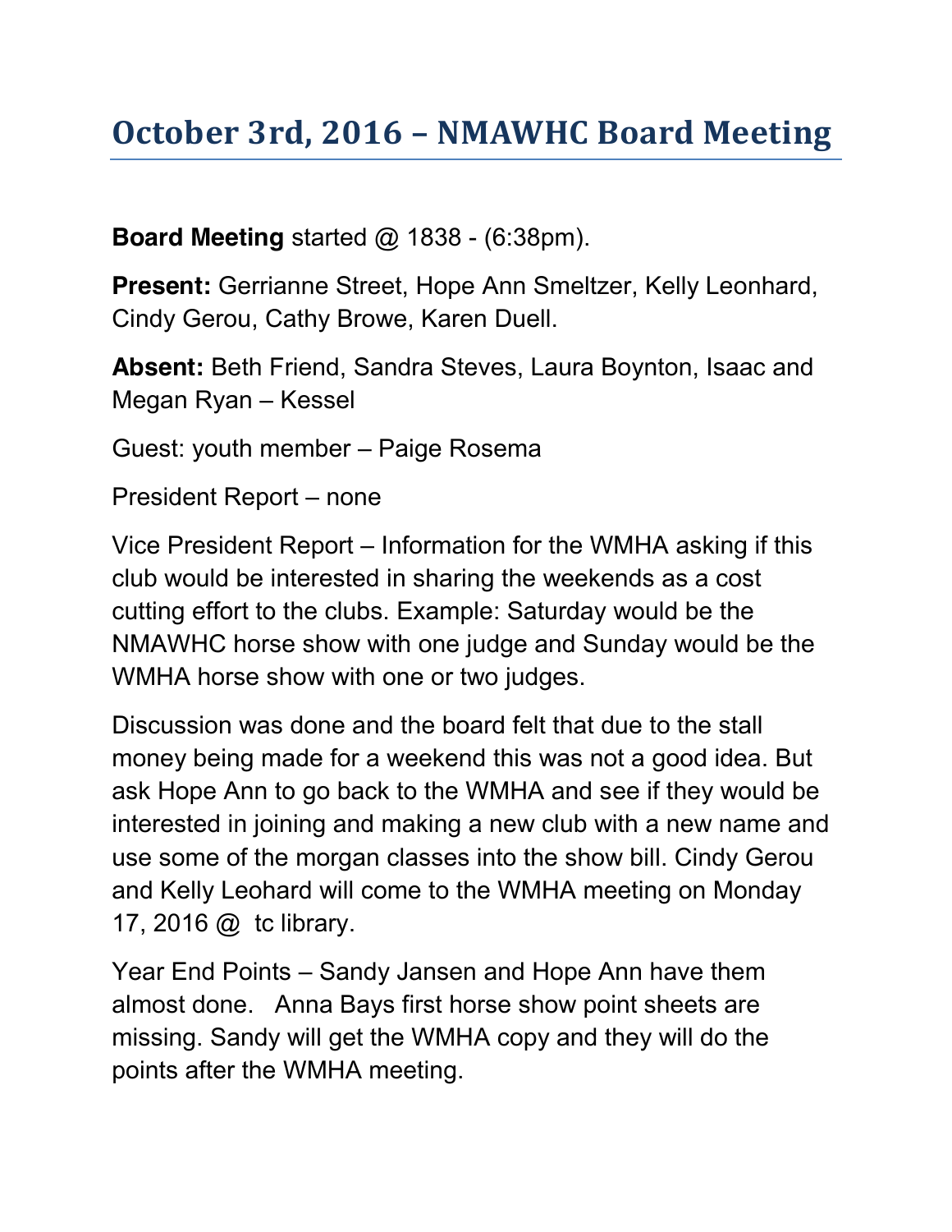# October 3rd, 2016 – NMAWHC Board Meeting

**Board Meeting** started @ 1838 - (6:38pm).

**Present:** Gerrianne Street, Hope Ann Smeltzer, Kelly Leonhard, Cindy Gerou, Cathy Browe, Karen Duell.

**Absent:** Beth Friend, Sandra Steves, Laura Boynton, Isaac and Megan Ryan – Kessel

Guest: youth member – Paige Rosema

President Report – none

Vice President Report – Information for the WMHA asking if this club would be interested in sharing the weekends as a cost cutting effort to the clubs. Example: Saturday would be the NMAWHC horse show with one judge and Sunday would be the WMHA horse show with one or two judges.

Discussion was done and the board felt that due to the stall money being made for a weekend this was not a good idea. But ask Hope Ann to go back to the WMHA and see if they would be interested in joining and making a new club with a new name and use some of the morgan classes into the show bill. Cindy Gerou and Kelly Leohard will come to the WMHA meeting on Monday 17, 2016 @ tc library.

Year End Points – Sandy Jansen and Hope Ann have them almost done. Anna Bays first horse show point sheets are missing. Sandy will get the WMHA copy and they will do the points after the WMHA meeting.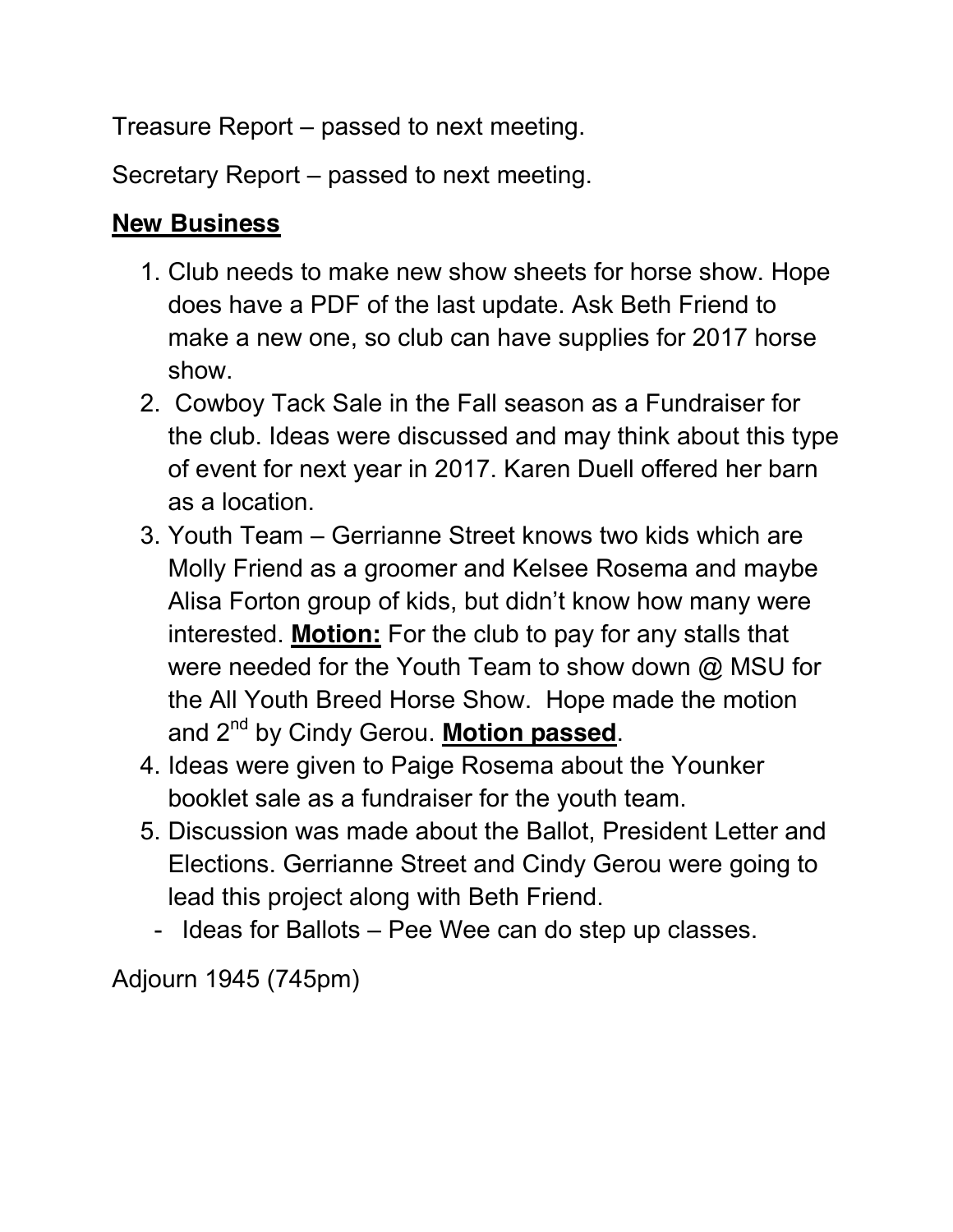Treasure Report – passed to next meeting.

Secretary Report – passed to next meeting.

## **New Business**

1. Club needs to make new show sheets for horse show. Hope does have a PDF of the last update. Ask Beth Friend to make a new one, so club can have supplies for 2017 horse show.
2. Cowboy Tack Sale in the Fall season as a Fundraiser for the club. Ideas were discussed and may think about this type of event for next year in 2017. Karen Duell offered her barn as a location.
3. Youth Team – Gerrianne Street knows two kids which are Molly Friend as a groomer and Kelsee Rosema and maybe Alisa Forton group of kids, but didn't know how many were interested. **Motion:** For the club to pay for any stalls that were needed for the Youth Team to show down @ MSU for the All Youth Breed Horse Show. Hope made the motion and 2nd by Cindy Gerou. **Motion passed**.
4. Ideas were given to Paige Rosema about the Younker booklet sale as a fundraiser for the youth team.
5. Discussion was made about the Ballot, President Letter and Elections. Gerrianne Street and Cindy Gerou were going to lead this project along with Beth Friend.
   - Ideas for Ballots – Pee Wee can do step up classes.

Adjourn 1945 (745pm)